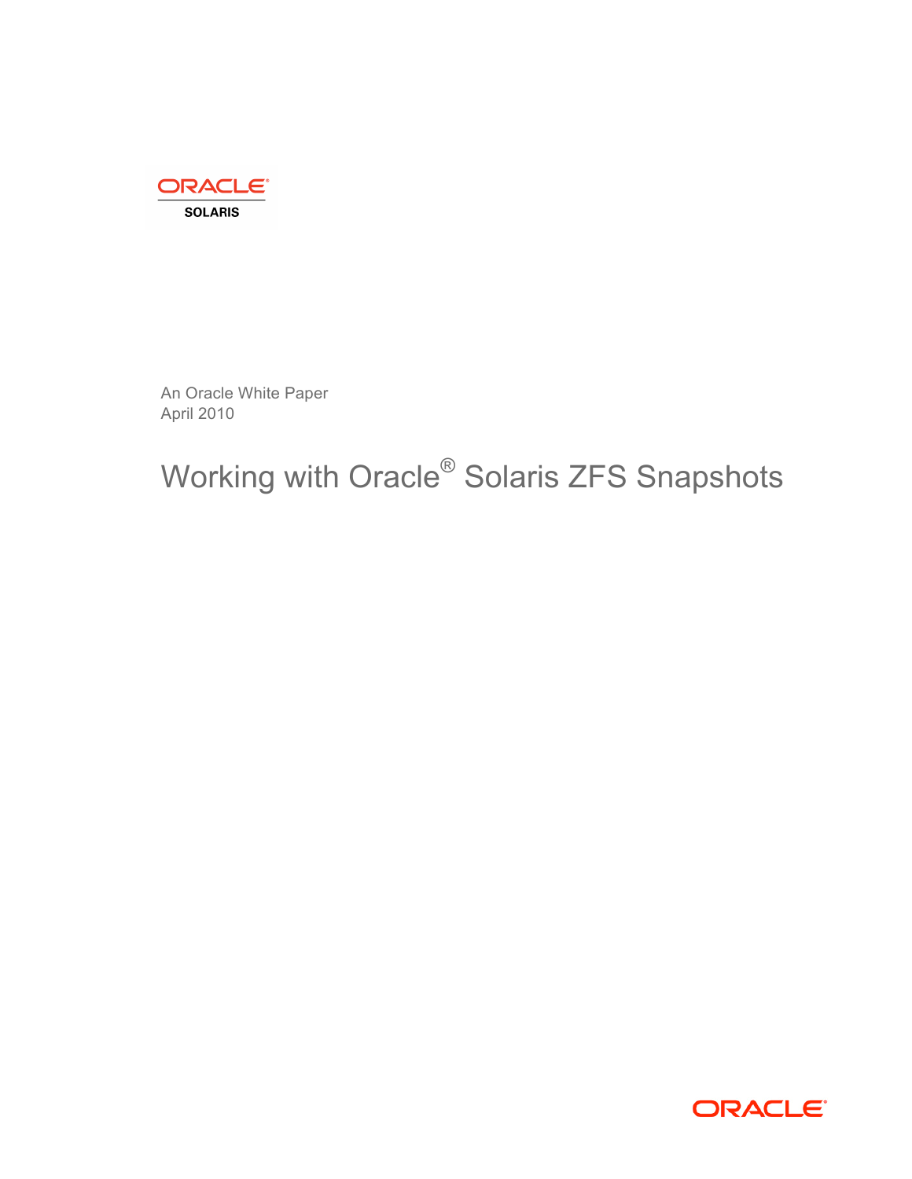ORACLE
SOLARIS

An Oracle White Paper
April 2010

# Working with Oracle® Solaris ZFS Snapshots

ORACLE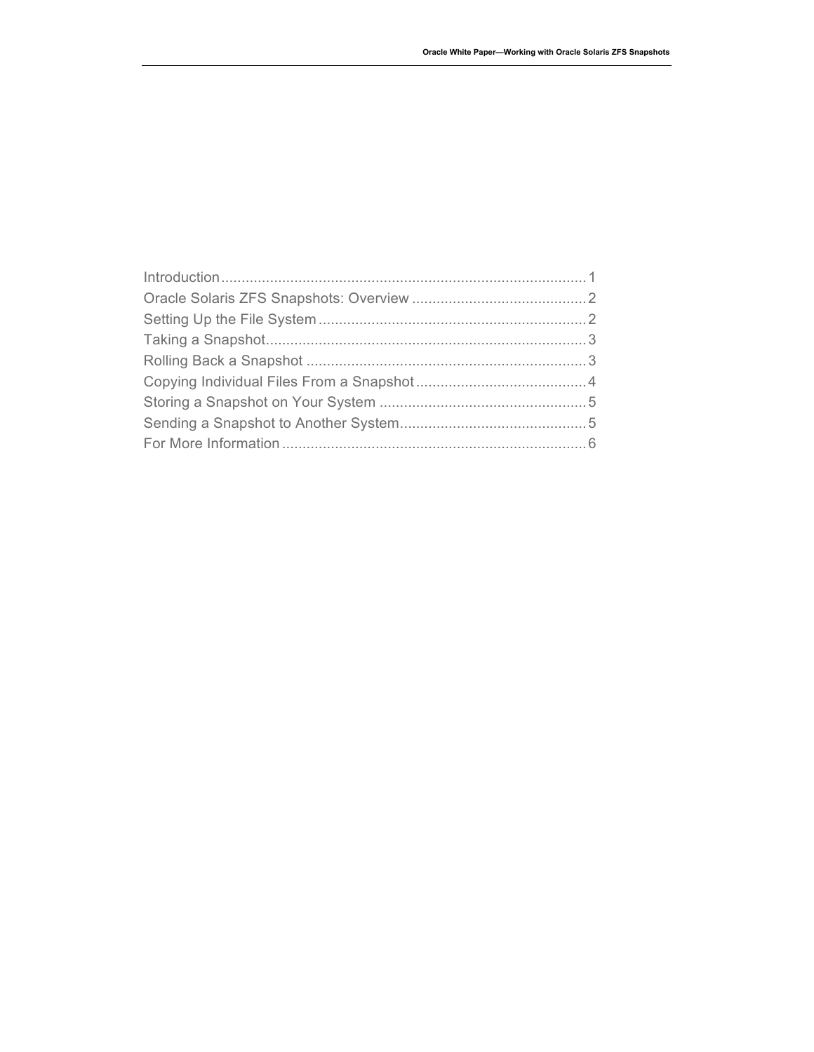Introduction .......................................................................................... 1
Oracle Solaris ZFS Snapshots: Overview ........................................... 2
Setting Up the File System .................................................................. 2
Taking a Snapshot ............................................................................... 3
Rolling Back a Snapshot ..................................................................... 3
Copying Individual Files From a Snapshot .......................................... 4
Storing a Snapshot on Your System ................................................... 5
Sending a Snapshot to Another System .............................................. 5
For More Information ........................................................................... 6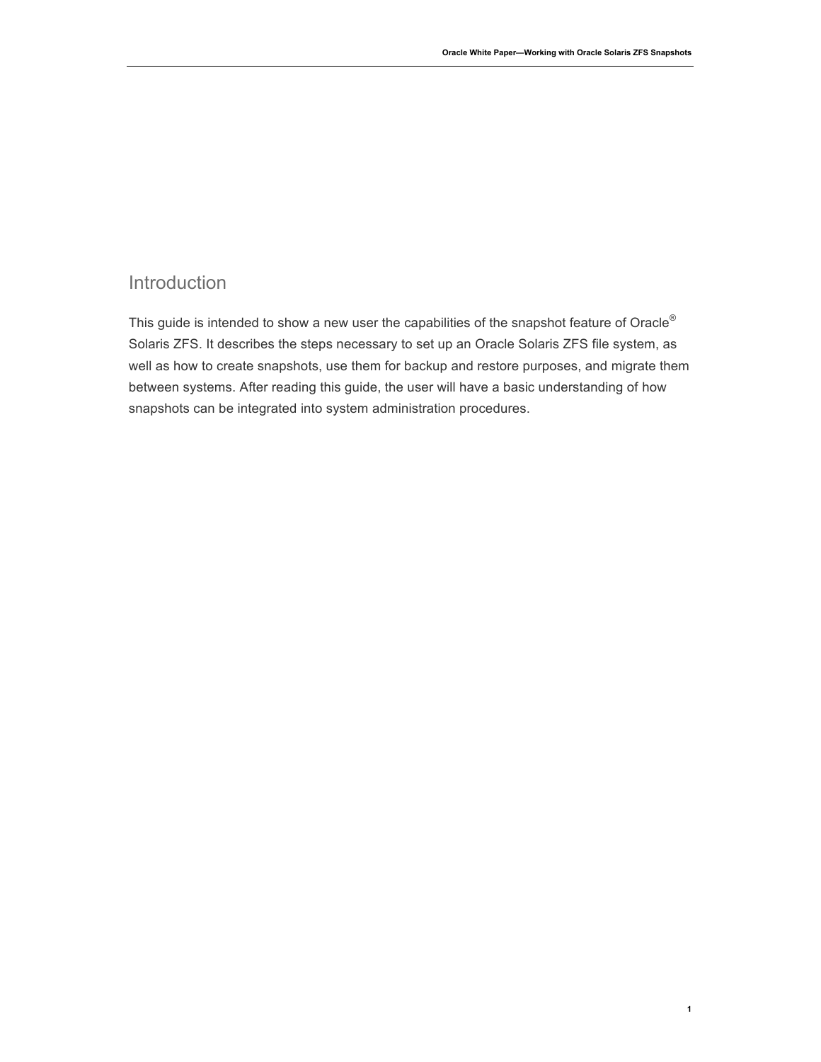## Introduction

This guide is intended to show a new user the capabilities of the snapshot feature of Oracle® Solaris ZFS. It describes the steps necessary to set up an Oracle Solaris ZFS file system, as well as how to create snapshots, use them for backup and restore purposes, and migrate them between systems. After reading this guide, the user will have a basic understanding of how snapshots can be integrated into system administration procedures.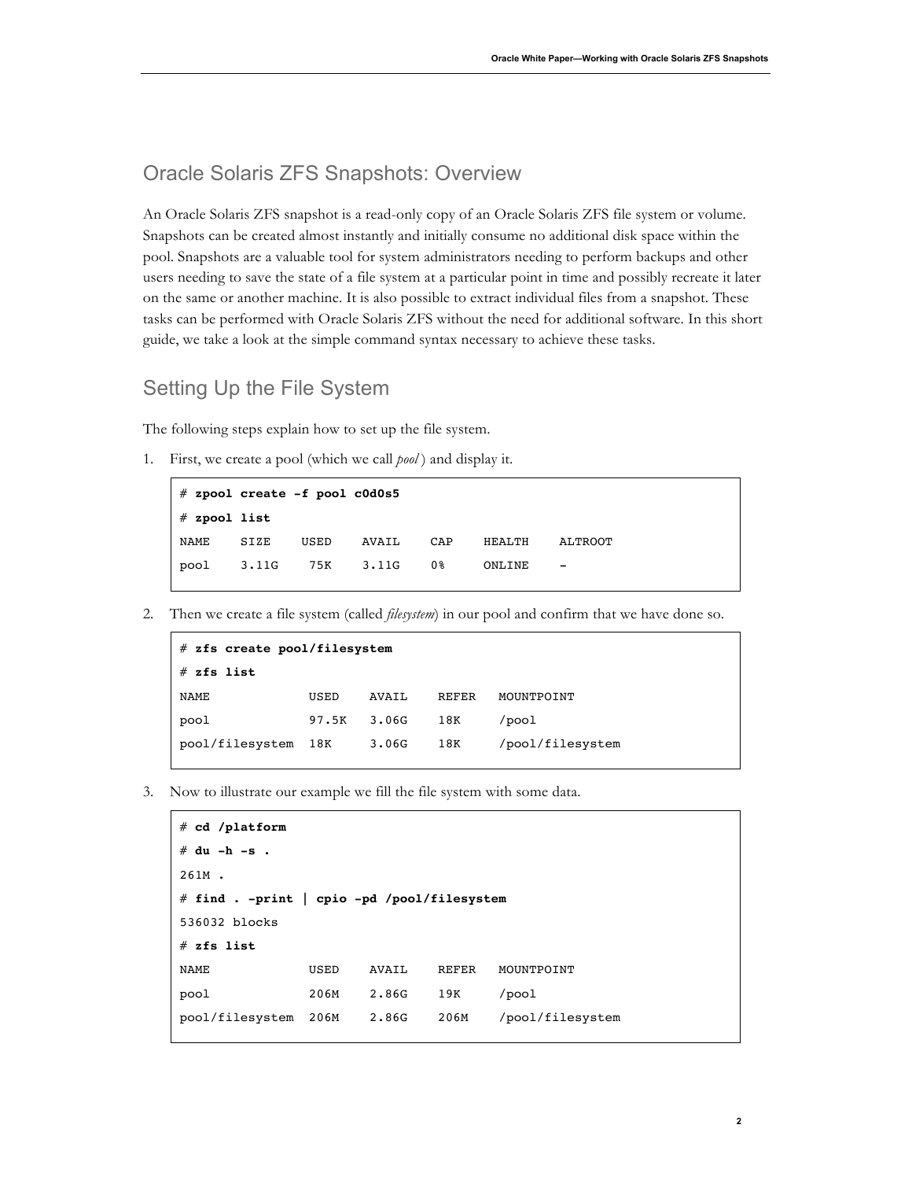## Oracle Solaris ZFS Snapshots: Overview

An Oracle Solaris ZFS snapshot is a read-only copy of an Oracle Solaris ZFS file system or volume. Snapshots can be created almost instantly and initially consume no additional disk space within the pool. Snapshots are a valuable tool for system administrators needing to perform backups and other users needing to save the state of a file system at a particular point in time and possibly recreate it later on the same or another machine. It is also possible to extract individual files from a snapshot. These tasks can be performed with Oracle Solaris ZFS without the need for additional software. In this short guide, we take a look at the simple command syntax necessary to achieve these tasks.

## Setting Up the File System

The following steps explain how to set up the file system.

1. First, we create a pool (which we call *pool*) and display it.

```
# zpool create -f pool c0d0s5
# zpool list
NAME    SIZE    USED    AVAIL    CAP    HEALTH    ALTROOT
pool    3.11G    75K    3.11G    0%     ONLINE    -
```

2. Then we create a file system (called *filesystem*) in our pool and confirm that we have done so.

```
# zfs create pool/filesystem
# zfs list
NAME             USED    AVAIL    REFER    MOUNTPOINT
pool             97.5K   3.06G    18K      /pool
pool/filesystem  18K     3.06G    18K      /pool/filesystem
```

3. Now to illustrate our example we fill the file system with some data.

```
# cd /platform
# du -h -s .
261M .
# find . -print | cpio -pd /pool/filesystem
536032 blocks
# zfs list
NAME             USED    AVAIL    REFER    MOUNTPOINT
pool             206M    2.86G    19K      /pool
pool/filesystem  206M    2.86G    206M     /pool/filesystem
```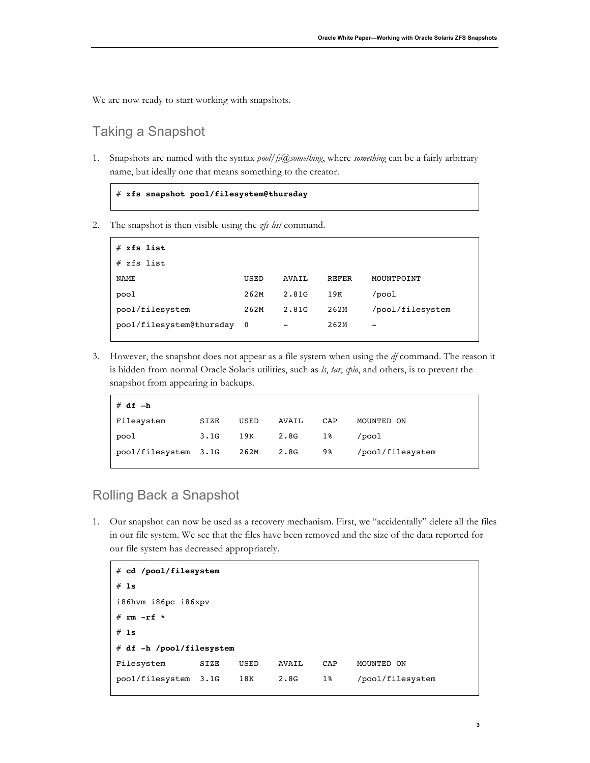We are now ready to start working with snapshots.

## Taking a Snapshot

1. Snapshots are named with the syntax *pool/fs@something*, where *something* can be a fairly arbitrary name, but ideally one that means something to the creator.

```
# zfs snapshot pool/filesystem@thursday
```

2. The snapshot is then visible using the *zfs list* command.

```
# zfs list
# zfs list
NAME                      USED   AVAIL   REFER   MOUNTPOINT
pool                      262M   2.81G   19K     /pool
pool/filesystem           262M   2.81G   262M    /pool/filesystem
pool/filesystem@thursday  0      -       262M    -
```

3. However, the snapshot does not appear as a file system when using the *df* command. The reason it is hidden from normal Oracle Solaris utilities, such as *ls*, *tar*, *cpio*, and others, is to prevent the snapshot from appearing in backups.

```
# df –h
Filesystem       SIZE   USED   AVAIL   CAP   MOUNTED ON
pool             3.1G   19K    2.8G    1%    /pool
pool/filesystem  3.1G   262M   2.8G    9%    /pool/filesystem
```

## Rolling Back a Snapshot

1. Our snapshot can now be used as a recovery mechanism. First, we "accidentally" delete all the files in our file system. We see that the files have been removed and the size of the data reported for our file system has decreased appropriately.

```
# cd /pool/filesystem
# ls
i86hvm i86pc i86xpv
# rm -rf *
# ls
# df -h /pool/filesystem
Filesystem       SIZE   USED   AVAIL   CAP   MOUNTED ON
pool/filesystem  3.1G   18K    2.8G    1%    /pool/filesystem
```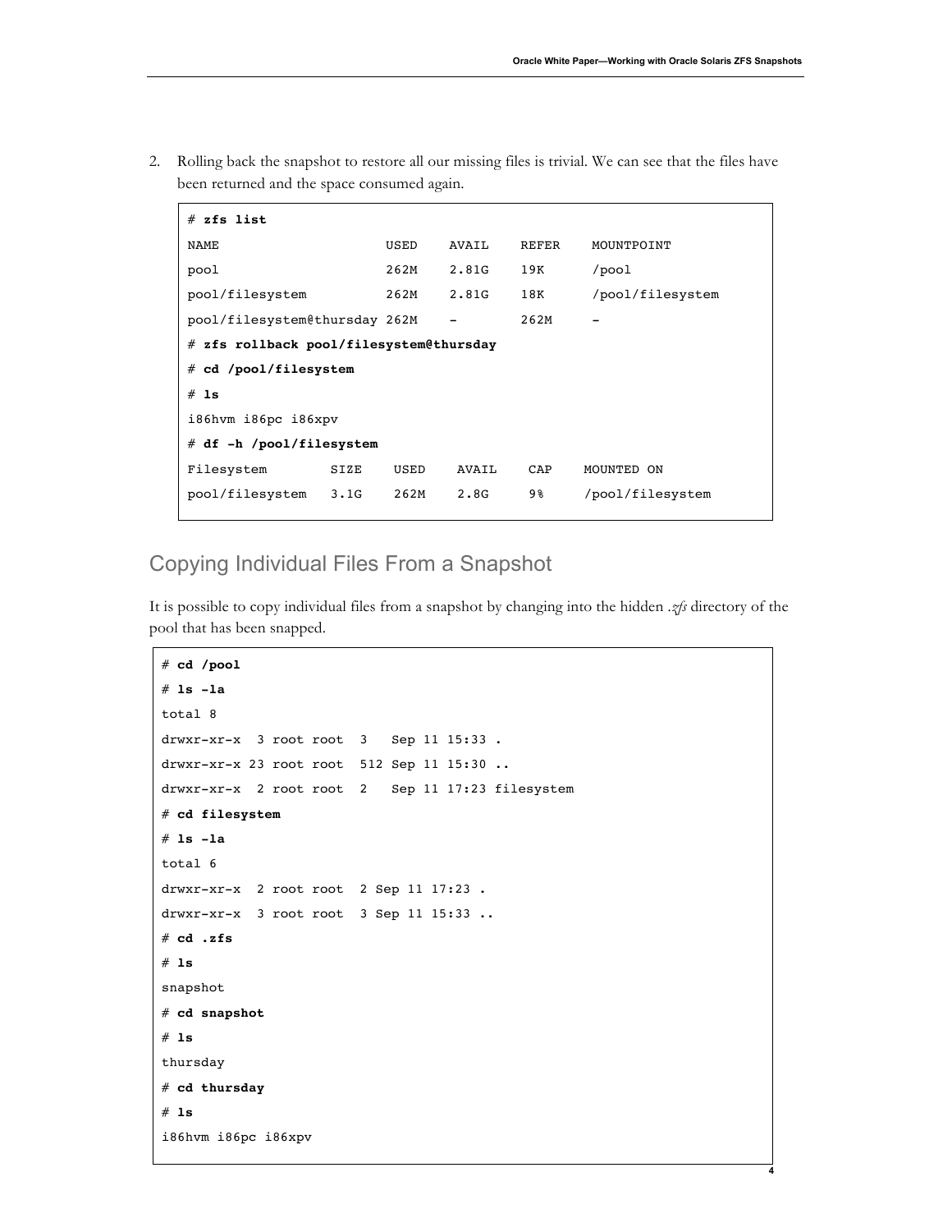2. Rolling back the snapshot to restore all our missing files is trivial. We can see that the files have been returned and the space consumed again.

```
# zfs list
NAME                        USED   AVAIL   REFER   MOUNTPOINT
pool                        262M   2.81G   19K     /pool
pool/filesystem             262M   2.81G   18K     /pool/filesystem
pool/filesystem@thursday 262M   -       262M    -
# zfs rollback pool/filesystem@thursday
# cd /pool/filesystem
# ls
i86hvm i86pc i86xpv
# df -h /pool/filesystem
Filesystem        SIZE   USED   AVAIL   CAP   MOUNTED ON
pool/filesystem   3.1G   262M   2.8G    9%    /pool/filesystem
```

## Copying Individual Files From a Snapshot

It is possible to copy individual files from a snapshot by changing into the hidden *.zfs* directory of the pool that has been snapped.

```
# cd /pool
# ls -la
total 8
drwxr-xr-x  3 root root  3   Sep 11 15:33 .
drwxr-xr-x 23 root root  512 Sep 11 15:30 ..
drwxr-xr-x  2 root root  2   Sep 11 17:23 filesystem
# cd filesystem
# ls -la
total 6
drwxr-xr-x  2 root root  2 Sep 11 17:23 .
drwxr-xr-x  3 root root  3 Sep 11 15:33 ..
# cd .zfs
# ls
snapshot
# cd snapshot
# ls
thursday
# cd thursday
# ls
i86hvm i86pc i86xpv
```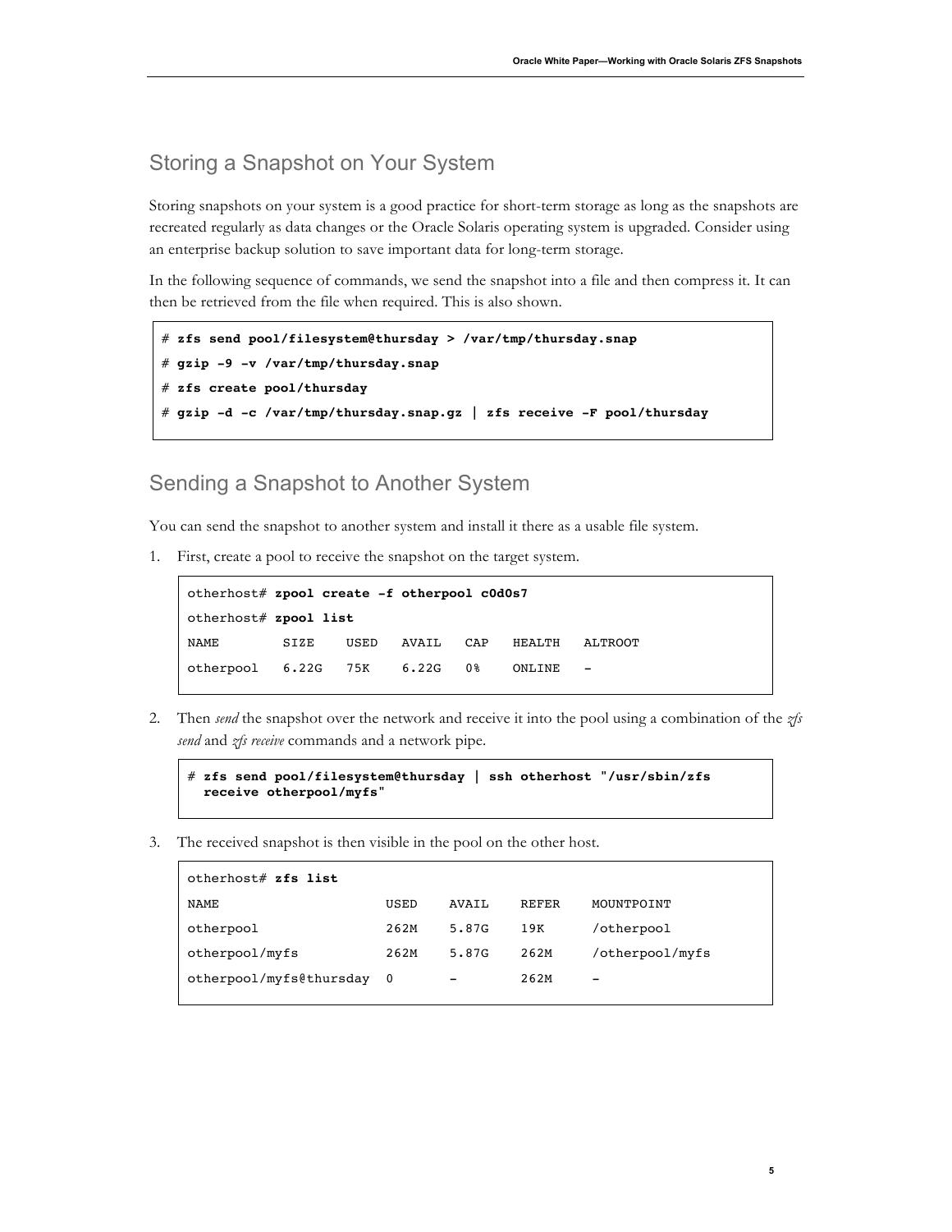## Storing a Snapshot on Your System

Storing snapshots on your system is a good practice for short-term storage as long as the snapshots are recreated regularly as data changes or the Oracle Solaris operating system is upgraded. Consider using an enterprise backup solution to save important data for long-term storage.

In the following sequence of commands, we send the snapshot into a file and then compress it. It can then be retrieved from the file when required. This is also shown.

```
# zfs send pool/filesystem@thursday > /var/tmp/thursday.snap
# gzip -9 -v /var/tmp/thursday.snap
# zfs create pool/thursday
# gzip -d -c /var/tmp/thursday.snap.gz | zfs receive -F pool/thursday
```

## Sending a Snapshot to Another System

You can send the snapshot to another system and install it there as a usable file system.

1. First, create a pool to receive the snapshot on the target system.

```
otherhost# zpool create -f otherpool c0d0s7
otherhost# zpool list
NAME        SIZE    USED   AVAIL   CAP   HEALTH   ALTROOT
otherpool   6.22G   75K    6.22G   0%    ONLINE   -
```

2. Then *send* the snapshot over the network and receive it into the pool using a combination of the *zfs send* and *zfs receive* commands and a network pipe.

```
# zfs send pool/filesystem@thursday | ssh otherhost "/usr/sbin/zfs
  receive otherpool/myfs"
```

3. The received snapshot is then visible in the pool on the other host.

```
otherhost# zfs list
NAME                      USED    AVAIL    REFER    MOUNTPOINT
otherpool                 262M    5.87G    19K      /otherpool
otherpool/myfs            262M    5.87G    262M     /otherpool/myfs
otherpool/myfs@thursday   0       -        262M     -
```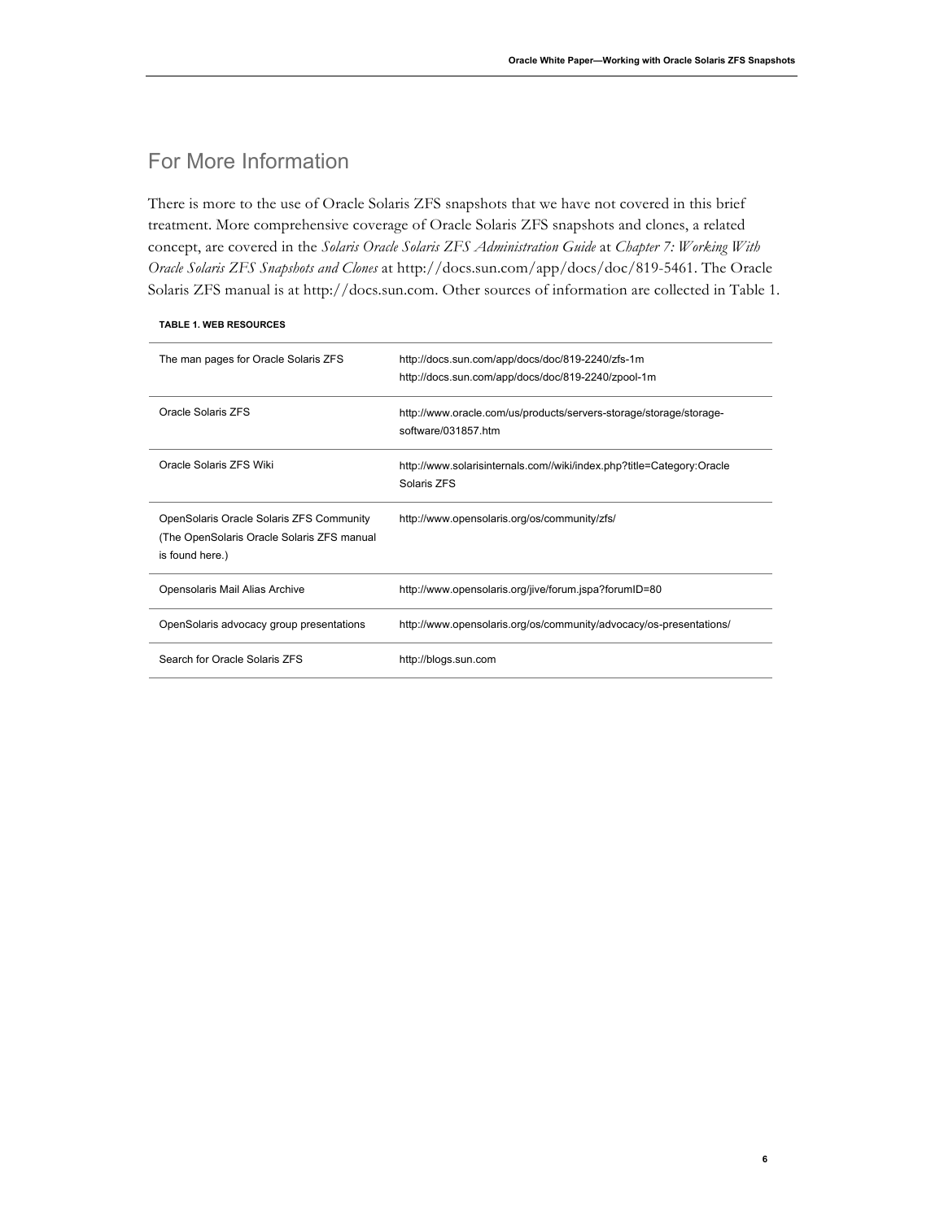## For More Information

There is more to the use of Oracle Solaris ZFS snapshots that we have not covered in this brief treatment. More comprehensive coverage of Oracle Solaris ZFS snapshots and clones, a related concept, are covered in the *Solaris Oracle Solaris ZFS Administration Guide* at *Chapter 7: Working With Oracle Solaris ZFS Snapshots and Clones* at http://docs.sun.com/app/docs/doc/819-5461. The Oracle Solaris ZFS manual is at http://docs.sun.com. Other sources of information are collected in Table 1.

**TABLE 1. WEB RESOURCES**

| | |
|---|---|
| The man pages for Oracle Solaris ZFS | http://docs.sun.com/app/docs/doc/819-2240/zfs-1m<br>http://docs.sun.com/app/docs/doc/819-2240/zpool-1m |
| Oracle Solaris ZFS | http://www.oracle.com/us/products/servers-storage/storage/storage-software/031857.htm |
| Oracle Solaris ZFS Wiki | http://www.solarisinternals.com//wiki/index.php?title=Category:Oracle Solaris ZFS |
| OpenSolaris Oracle Solaris ZFS Community (The OpenSolaris Oracle Solaris ZFS manual is found here.) | http://www.opensolaris.org/os/community/zfs/ |
| Opensolaris Mail Alias Archive | http://www.opensolaris.org/jive/forum.jspa?forumID=80 |
| OpenSolaris advocacy group presentations | http://www.opensolaris.org/os/community/advocacy/os-presentations/ |
| Search for Oracle Solaris ZFS | http://blogs.sun.com |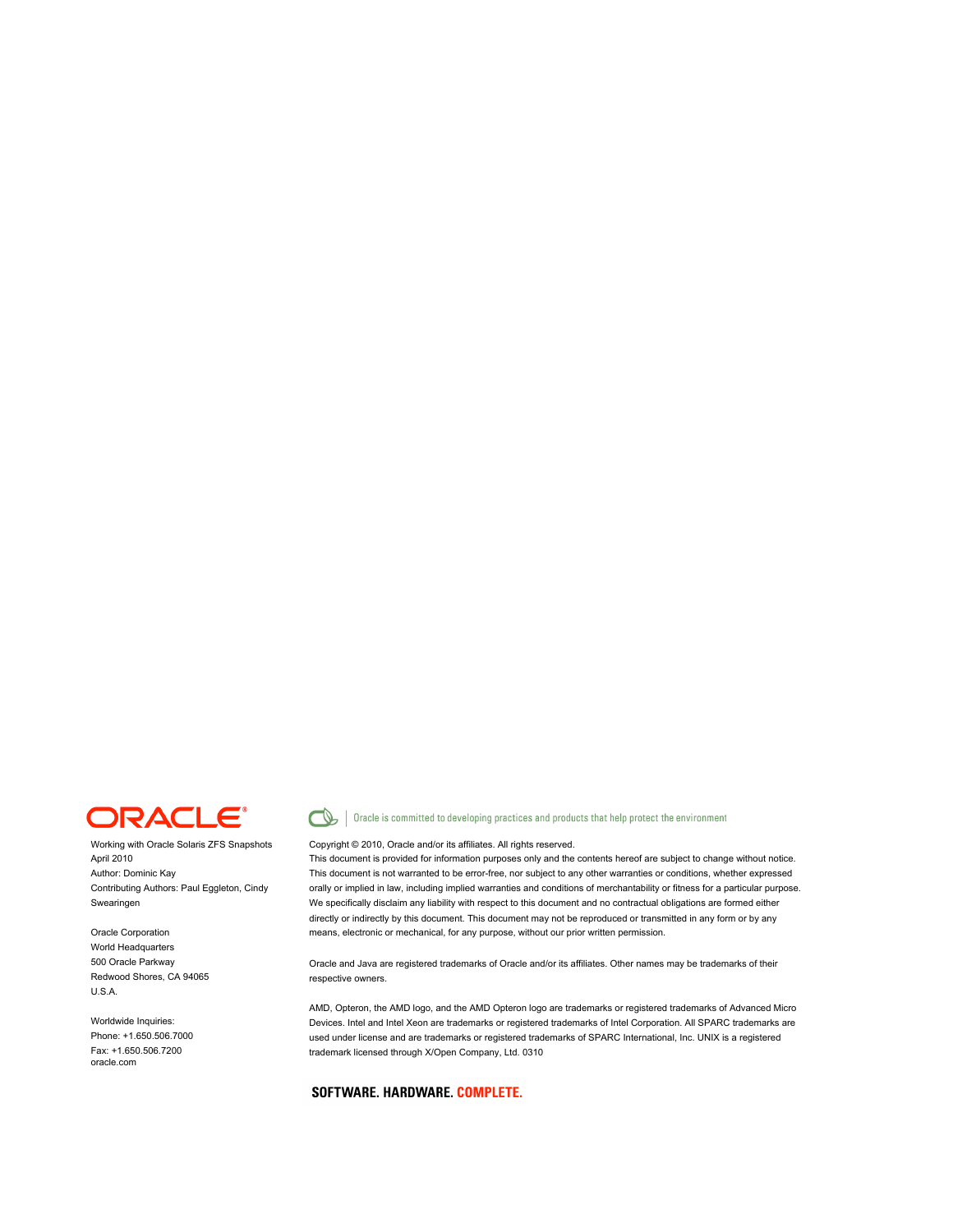ORACLE®

Oracle is committed to developing practices and products that help protect the environment

Working with Oracle Solaris ZFS Snapshots
April 2010
Author: Dominic Kay
Contributing Authors: Paul Eggleton, Cindy Swearingen

Oracle Corporation
World Headquarters
500 Oracle Parkway
Redwood Shores, CA 94065
U.S.A.

Worldwide Inquiries:
Phone: +1.650.506.7000
Fax: +1.650.506.7200
oracle.com

Copyright © 2010, Oracle and/or its affiliates. All rights reserved.
This document is provided for information purposes only and the contents hereof are subject to change without notice. This document is not warranted to be error-free, nor subject to any other warranties or conditions, whether expressed orally or implied in law, including implied warranties and conditions of merchantability or fitness for a particular purpose. We specifically disclaim any liability with respect to this document and no contractual obligations are formed either directly or indirectly by this document. This document may not be reproduced or transmitted in any form or by any means, electronic or mechanical, for any purpose, without our prior written permission.

Oracle and Java are registered trademarks of Oracle and/or its affiliates. Other names may be trademarks of their respective owners.

AMD, Opteron, the AMD logo, and the AMD Opteron logo are trademarks or registered trademarks of Advanced Micro Devices. Intel and Intel Xeon are trademarks or registered trademarks of Intel Corporation. All SPARC trademarks are used under license and are trademarks or registered trademarks of SPARC International, Inc. UNIX is a registered trademark licensed through X/Open Company, Ltd. 0310

**SOFTWARE. HARDWARE. COMPLETE.**